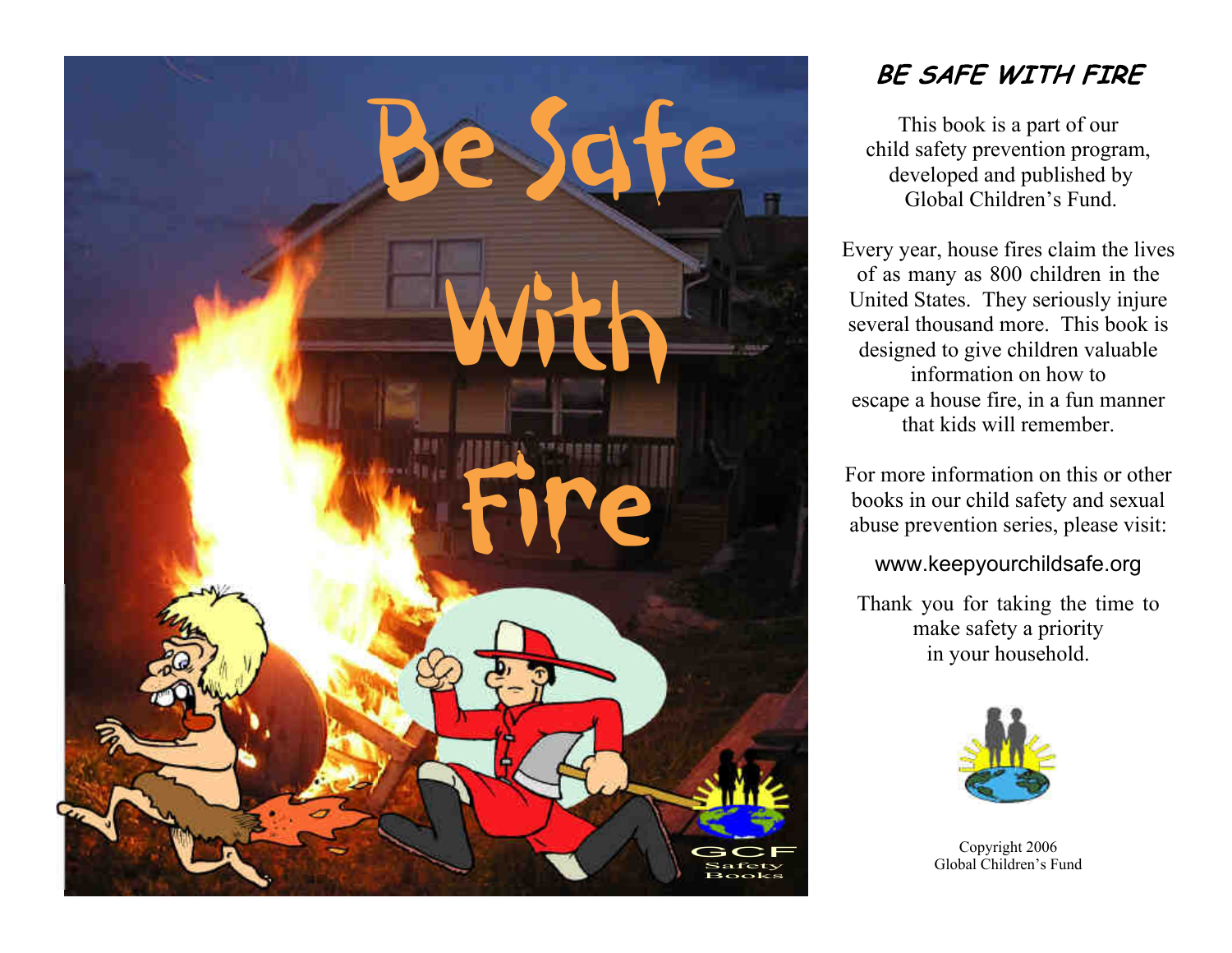# Be Safe With Fire

GCF Safety Books

## BE SAFE WITH FIRE

This book is a part of our child safety prevention program, developed and published by Global Children's Fund.

Every year, house fires claim the lives of as many as 800 children in the United States. They seriously injure several thousand more. This book is designed to give children valuable information on how to escape a house fire, in a fun manner that kids will remember.

For more information on this or other books in our child safety and sexual abuse prevention series, please visit:

www.keepyourchildsafe.org

Thank you for taking the time to make safety a priority in your household.

Copyright 2006
Global Children's Fund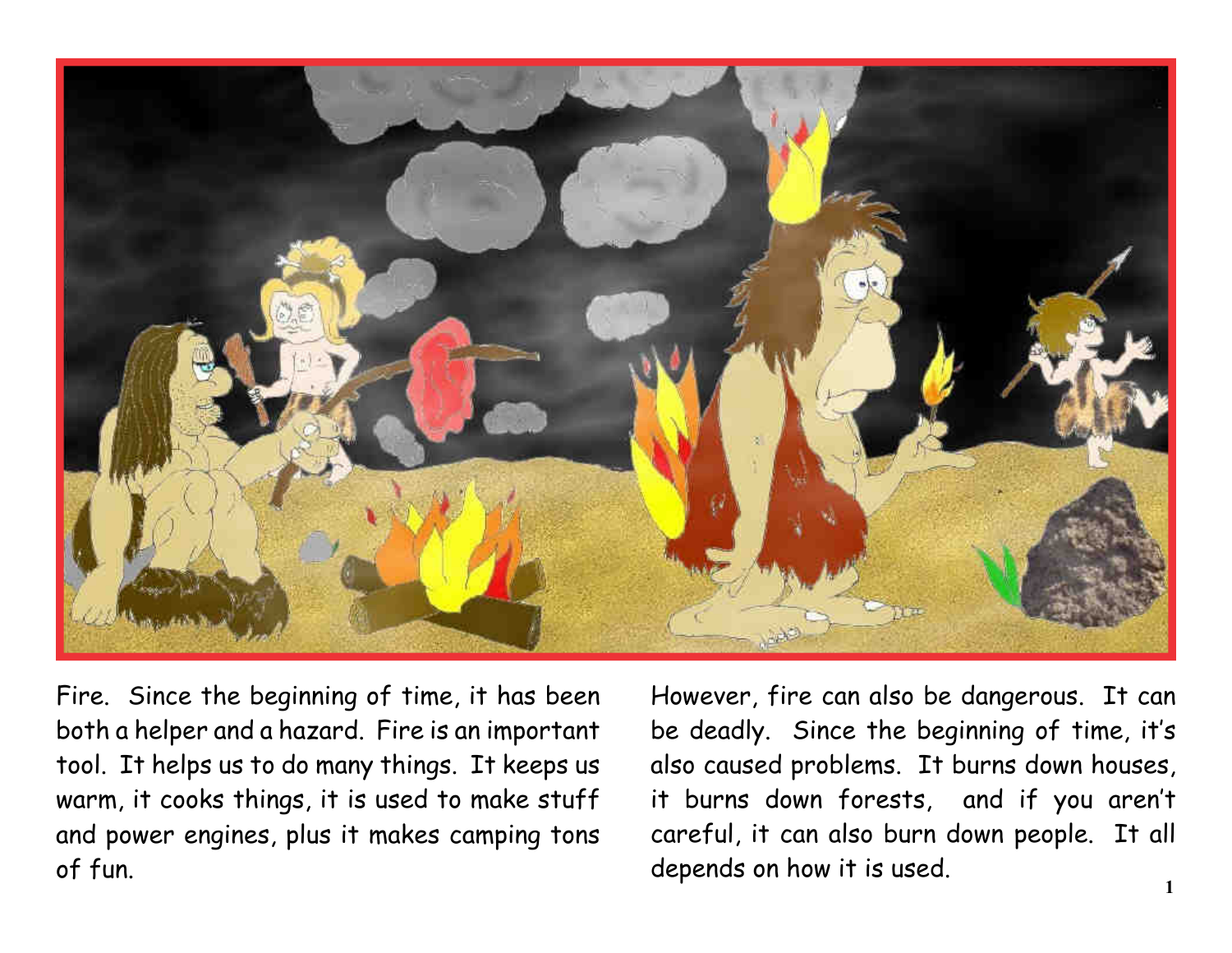Fire. Since the beginning of time, it has been both a helper and a hazard. Fire is an important tool. It helps us to do many things. It keeps us warm, it cooks things, it is used to make stuff and power engines, plus it makes camping tons of fun.

However, fire can also be dangerous. It can be deadly. Since the beginning of time, it's also caused problems. It burns down houses, it burns down forests, and if you aren't careful, it can also burn down people. It all depends on how it is used.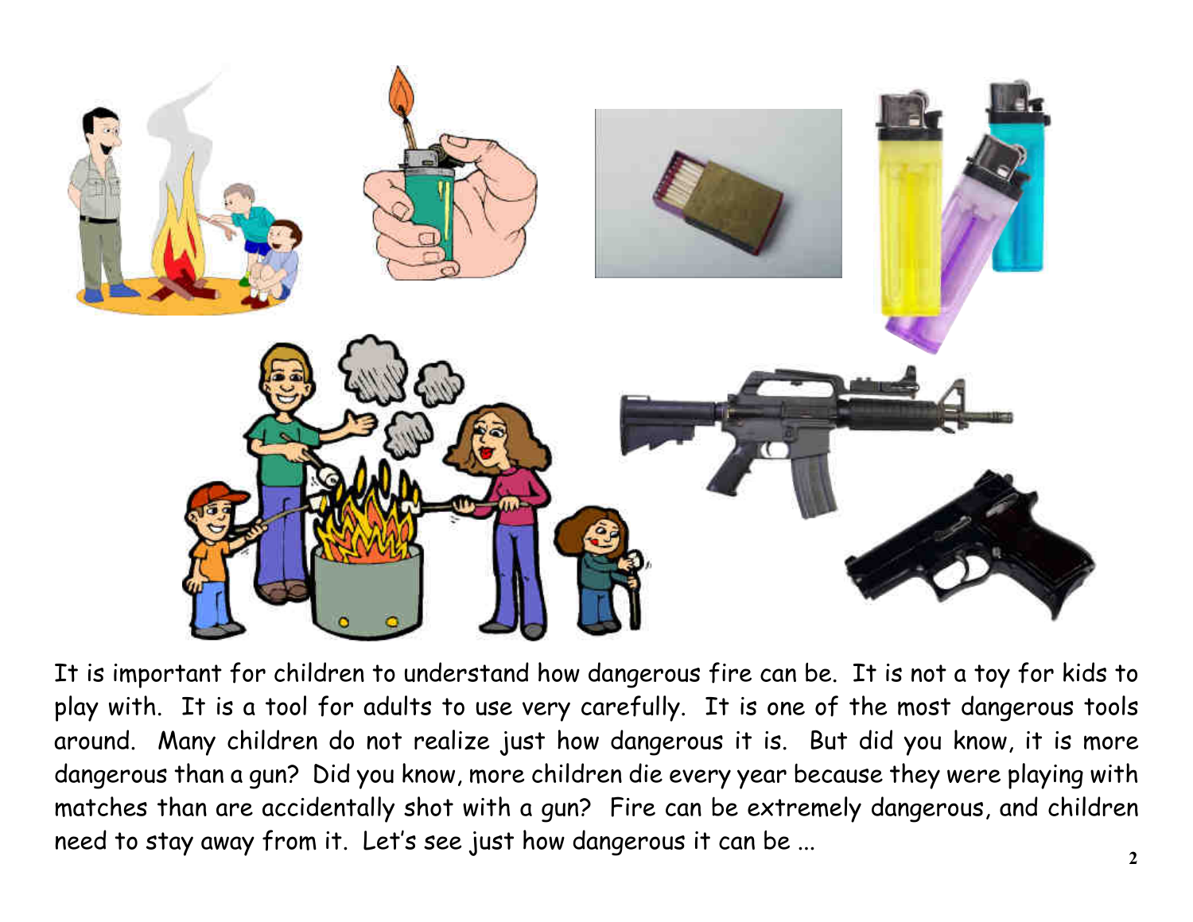It is important for children to understand how dangerous fire can be. It is not a toy for kids to play with. It is a tool for adults to use very carefully. It is one of the most dangerous tools around. Many children do not realize just how dangerous it is. But did you know, it is more dangerous than a gun? Did you know, more children die every year because they were playing with matches than are accidentally shot with a gun? Fire can be extremely dangerous, and children need to stay away from it. Let's see just how dangerous it can be ...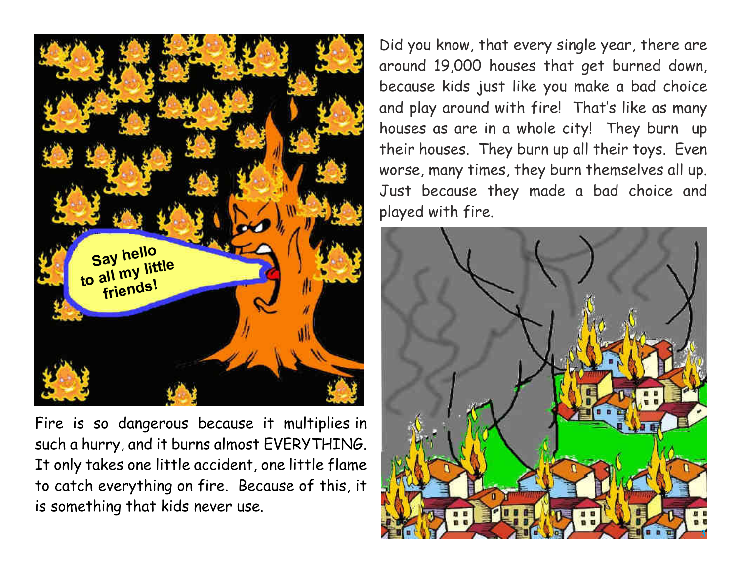Say hello to all my little friends!

Fire is so dangerous because it multiplies in such a hurry, and it burns almost EVERYTHING. It only takes one little accident, one little flame to catch everything on fire. Because of this, it is something that kids never use.

Did you know, that every single year, there are around 19,000 houses that get burned down, because kids just like you make a bad choice and play around with fire! That's like as many houses as are in a whole city! They burn up their houses. They burn up all their toys. Even worse, many times, they burn themselves all up. Just because they made a bad choice and played with fire.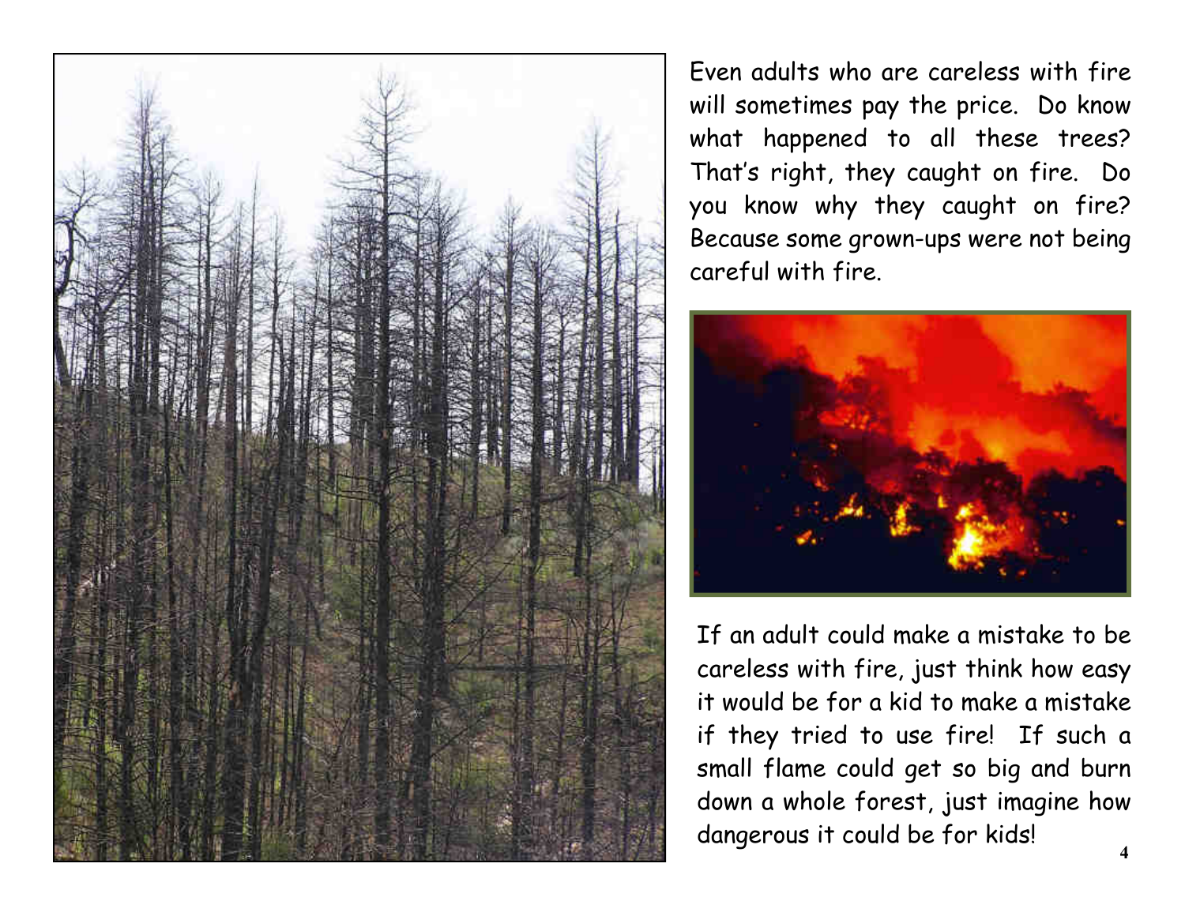Even adults who are careless with fire will sometimes pay the price. Do know what happened to all these trees? That's right, they caught on fire. Do you know why they caught on fire? Because some grown-ups were not being careful with fire.

If an adult could make a mistake to be careless with fire, just think how easy it would be for a kid to make a mistake if they tried to use fire! If such a small flame could get so big and burn down a whole forest, just imagine how dangerous it could be for kids!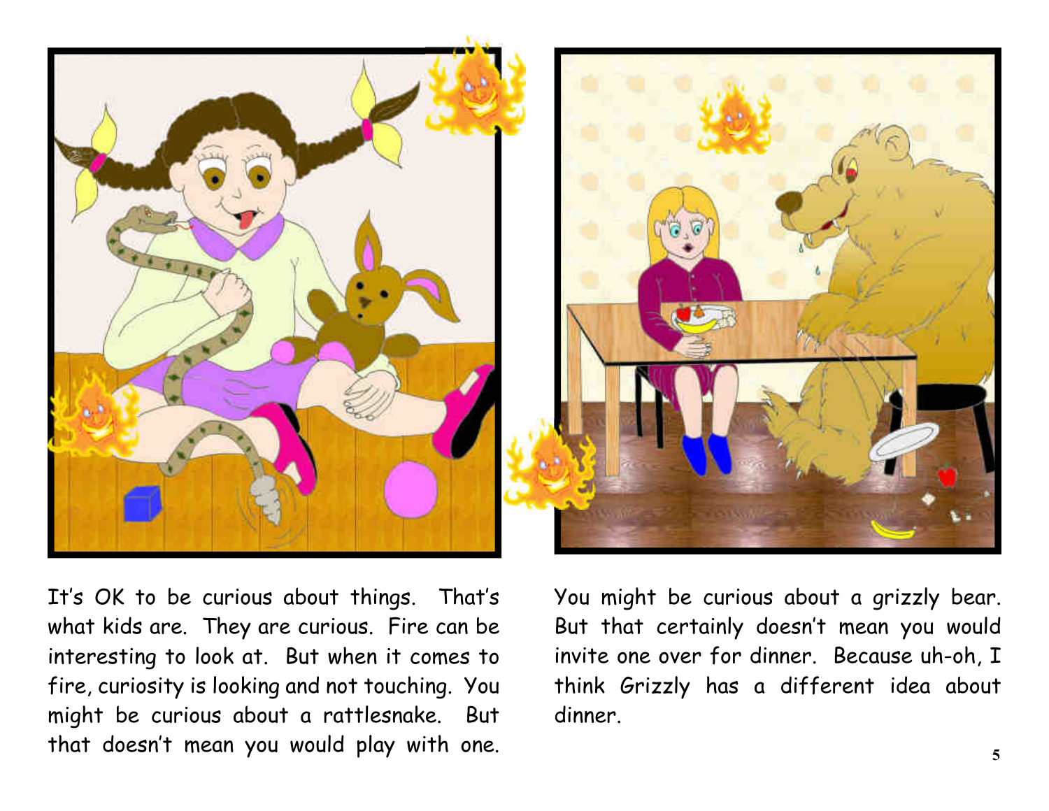It's OK to be curious about things. That's what kids are. They are curious. Fire can be interesting to look at. But when it comes to fire, curiosity is looking and not touching. You might be curious about a rattlesnake. But that doesn't mean you would play with one.

You might be curious about a grizzly bear. But that certainly doesn't mean you would invite one over for dinner. Because uh-oh, I think Grizzly has a different idea about dinner.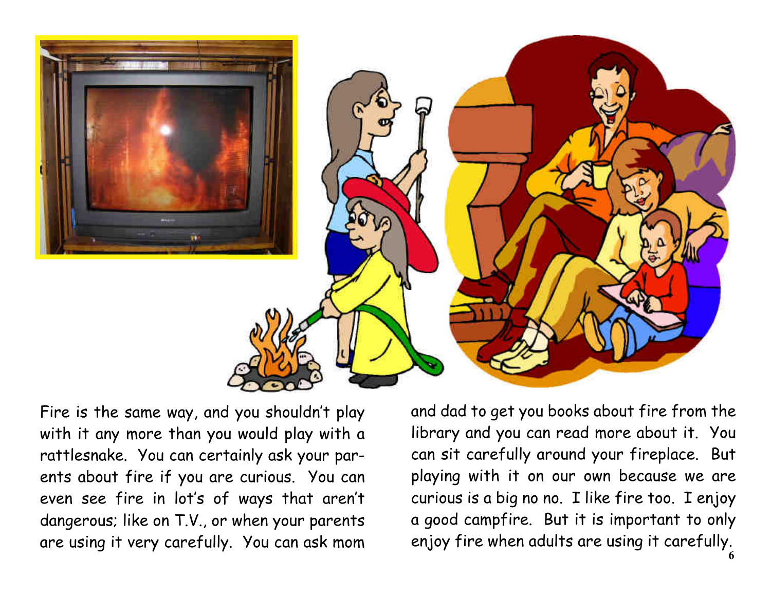Fire is the same way, and you shouldn't play with it any more than you would play with a rattlesnake. You can certainly ask your parents about fire if you are curious. You can even see fire in lot's of ways that aren't dangerous; like on T.V., or when your parents are using it very carefully. You can ask mom and dad to get you books about fire from the library and you can read more about it. You can sit carefully around your fireplace. But playing with it on our own because we are curious is a big no no. I like fire too. I enjoy a good campfire. But it is important to only enjoy fire when adults are using it carefully.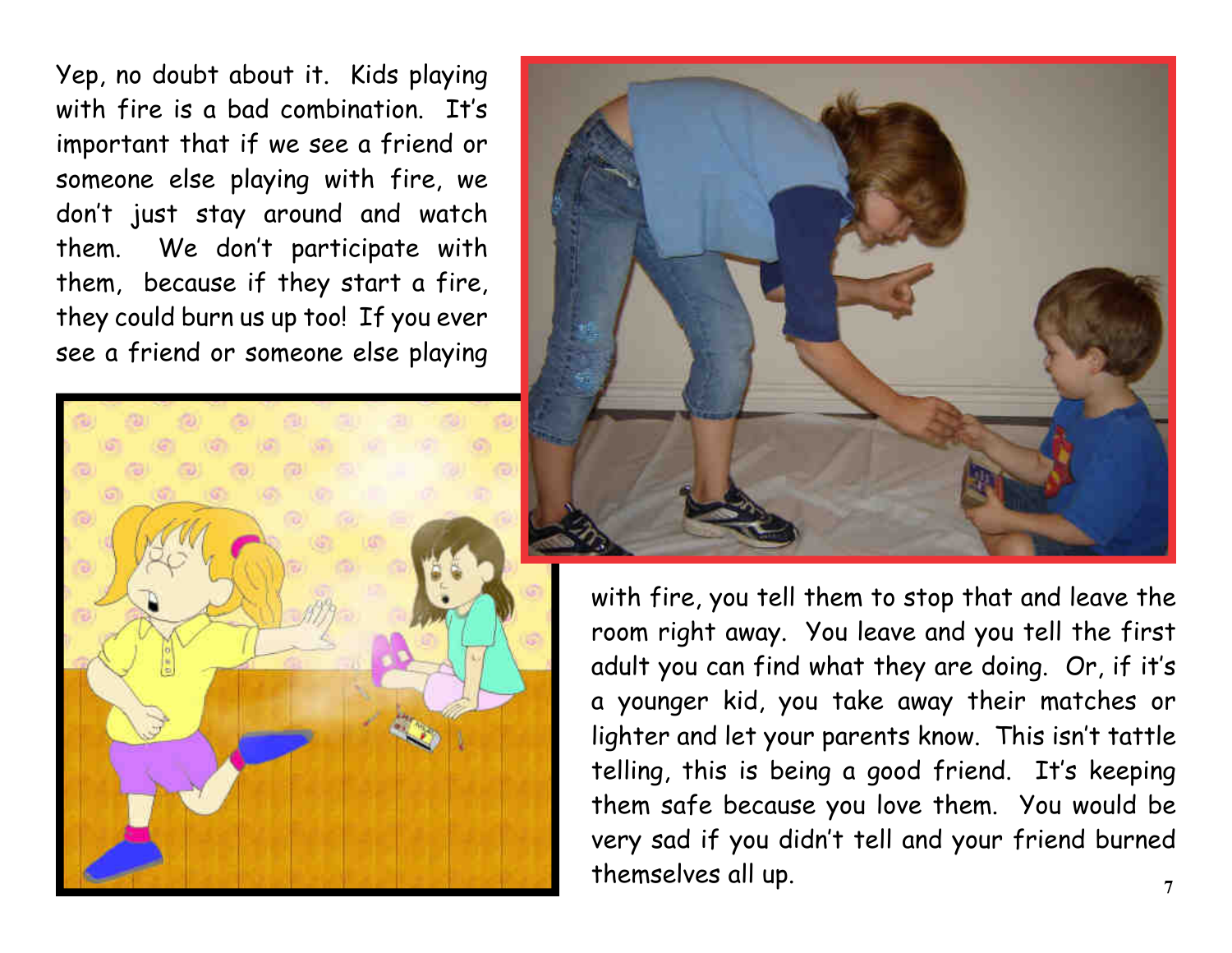Yep, no doubt about it. Kids playing with fire is a bad combination. It's important that if we see a friend or someone else playing with fire, we don't just stay around and watch them. We don't participate with them, because if they start a fire, they could burn us up too! If you ever see a friend or someone else playing with fire, you tell them to stop that and leave the room right away. You leave and you tell the first adult you can find what they are doing. Or, if it's a younger kid, you take away their matches or lighter and let your parents know. This isn't tattle telling, this is being a good friend. It's keeping them safe because you love them. You would be very sad if you didn't tell and your friend burned themselves all up.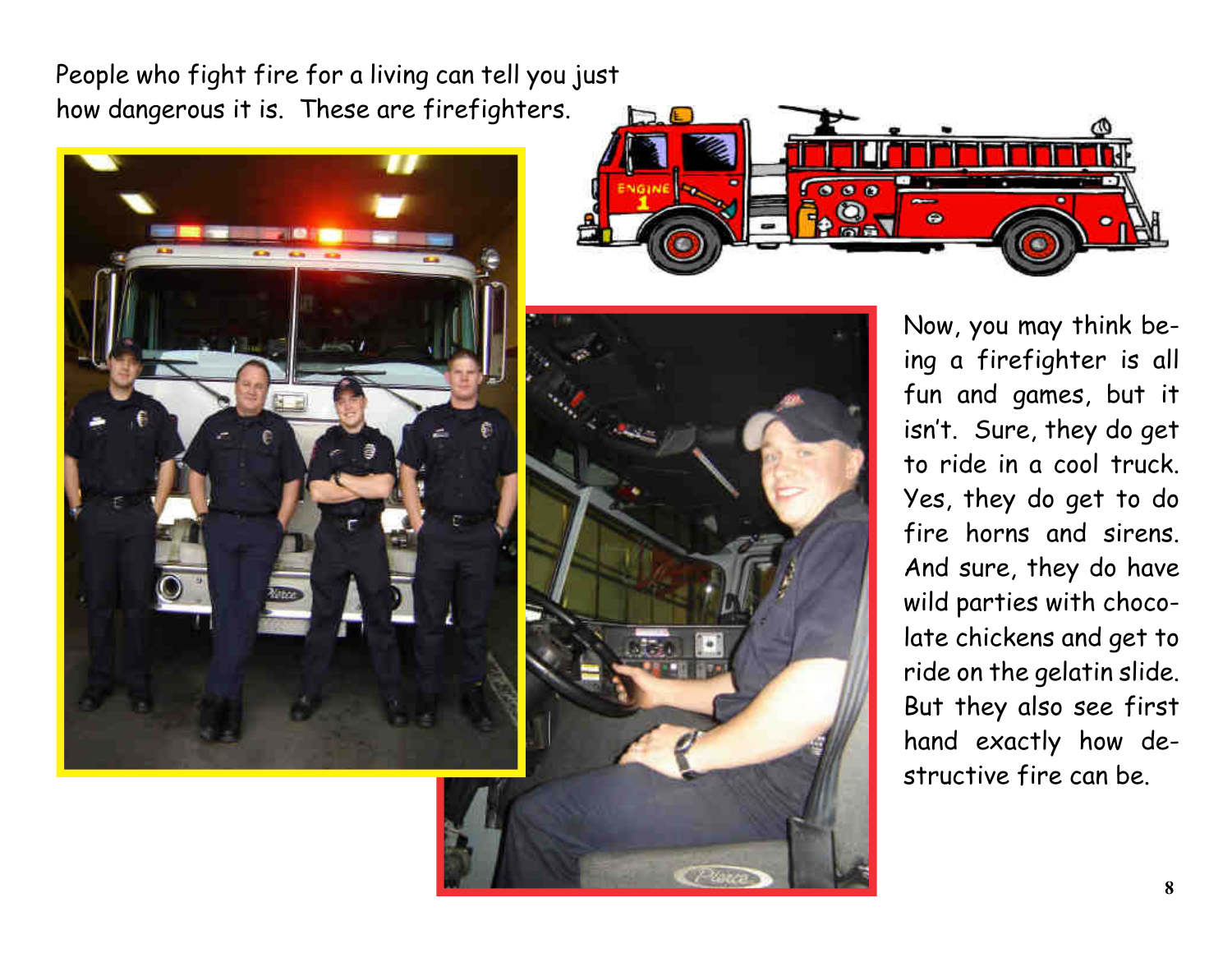People who fight fire for a living can tell you just how dangerous it is.  These are firefighters.

Now, you may think being a firefighter is all fun and games, but it isn't.  Sure, they do get to ride in a cool truck. Yes, they do get to do fire horns and sirens. And sure, they do have wild parties with chocolate chickens and get to ride on the gelatin slide. But they also see first hand exactly how destructive fire can be.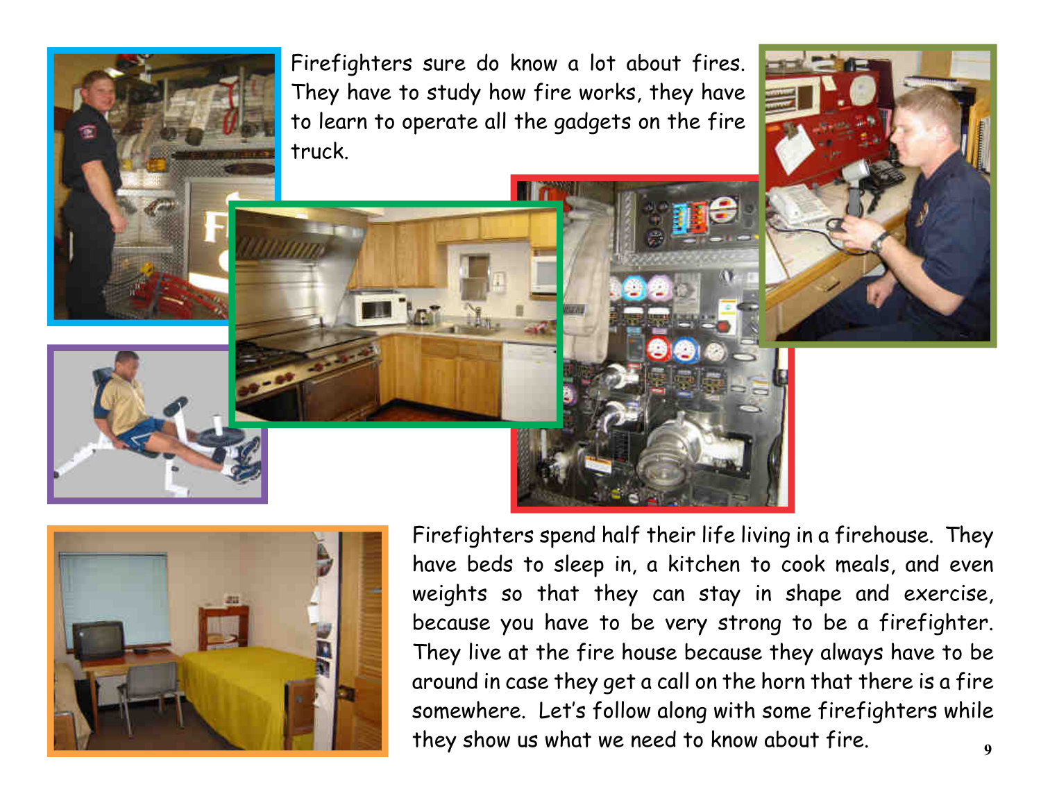Firefighters sure do know a lot about fires. They have to study how fire works, they have to learn to operate all the gadgets on the fire truck.

Firefighters spend half their life living in a firehouse. They have beds to sleep in, a kitchen to cook meals, and even weights so that they can stay in shape and exercise, because you have to be very strong to be a firefighter. They live at the fire house because they always have to be around in case they get a call on the horn that there is a fire somewhere. Let's follow along with some firefighters while they show us what we need to know about fire.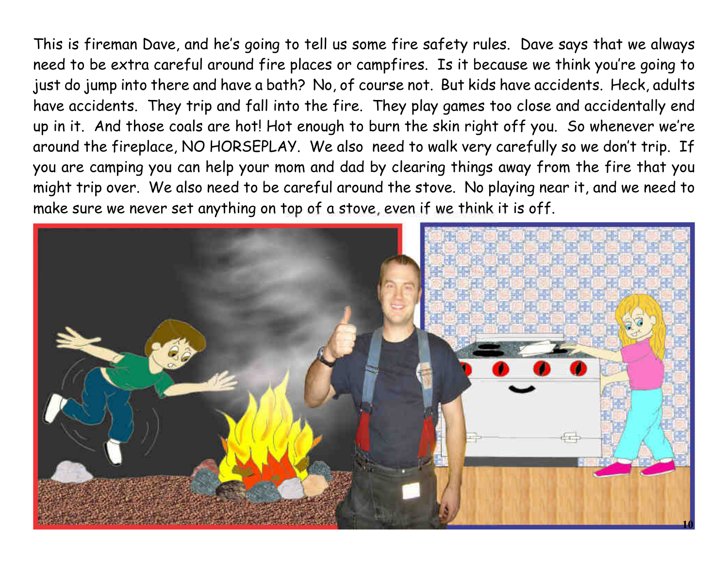This is fireman Dave, and he's going to tell us some fire safety rules. Dave says that we always need to be extra careful around fire places or campfires. Is it because we think you're going to just do jump into there and have a bath? No, of course not. But kids have accidents. Heck, adults have accidents. They trip and fall into the fire. They play games too close and accidentally end up in it. And those coals are hot! Hot enough to burn the skin right off you. So whenever we're around the fireplace, NO HORSEPLAY. We also need to walk very carefully so we don't trip. If you are camping you can help your mom and dad by clearing things away from the fire that you might trip over. We also need to be careful around the stove. No playing near it, and we need to make sure we never set anything on top of a stove, even if we think it is off.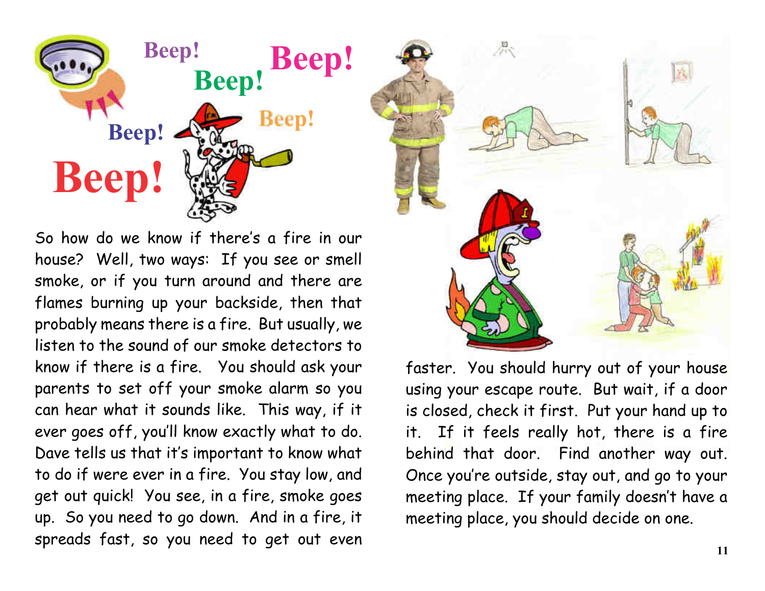So how do we know if there's a fire in our house? Well, two ways: If you see or smell smoke, or if you turn around and there are flames burning up your backside, then that probably means there is a fire. But usually, we listen to the sound of our smoke detectors to know if there is a fire. You should ask your parents to set off your smoke alarm so you can hear what it sounds like. This way, if it ever goes off, you'll know exactly what to do. Dave tells us that it's important to know what to do if were ever in a fire. You stay low, and get out quick! You see, in a fire, smoke goes up. So you need to go down. And in a fire, it spreads fast, so you need to get out even faster. You should hurry out of your house using your escape route. But wait, if a door is closed, check it first. Put your hand up to it. If it feels really hot, there is a fire behind that door. Find another way out. Once you're outside, stay out, and go to your meeting place. If your family doesn't have a meeting place, you should decide on one.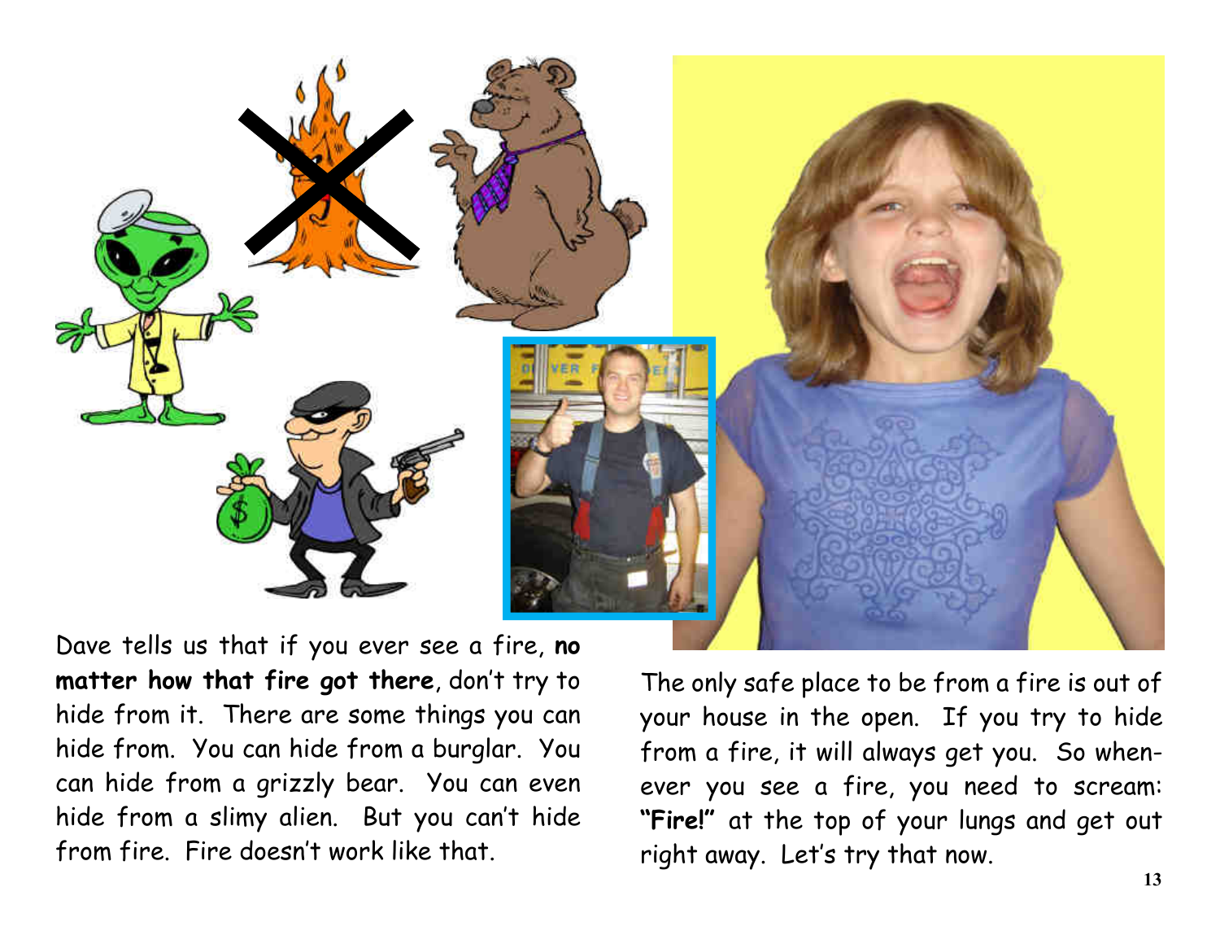Dave tells us that if you ever see a fire, **no matter how that fire got there**, don't try to hide from it. There are some things you can hide from. You can hide from a burglar. You can hide from a grizzly bear. You can even hide from a slimy alien. But you can't hide from fire. Fire doesn't work like that.

The only safe place to be from a fire is out of your house in the open. If you try to hide from a fire, it will always get you. So whenever you see a fire, you need to scream: **"Fire!"** at the top of your lungs and get out right away. Let's try that now.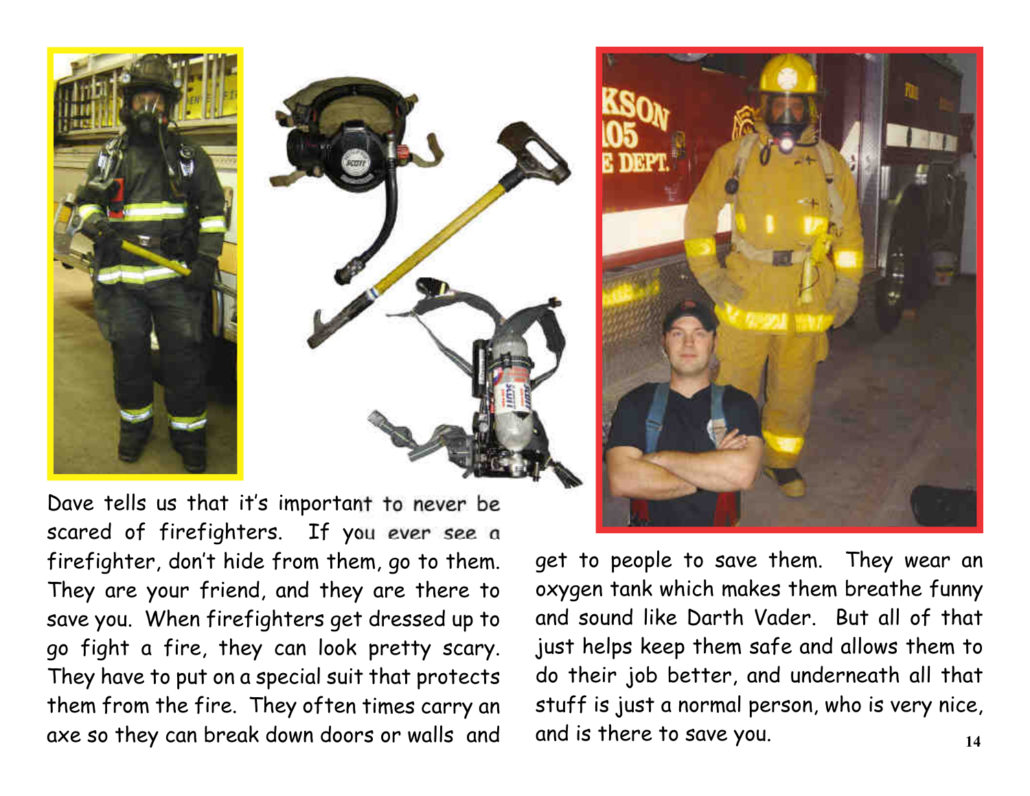Dave tells us that it's important to never be scared of firefighters. If you ever see a firefighter, don't hide from them, go to them. They are your friend, and they are there to save you. When firefighters get dressed up to go fight a fire, they can look pretty scary. They have to put on a special suit that protects them from the fire. They often times carry an axe so they can break down doors or walls and get to people to save them. They wear an oxygen tank which makes them breathe funny and sound like Darth Vader. But all of that just helps keep them safe and allows them to do their job better, and underneath all that stuff is just a normal person, who is very nice, and is there to save you.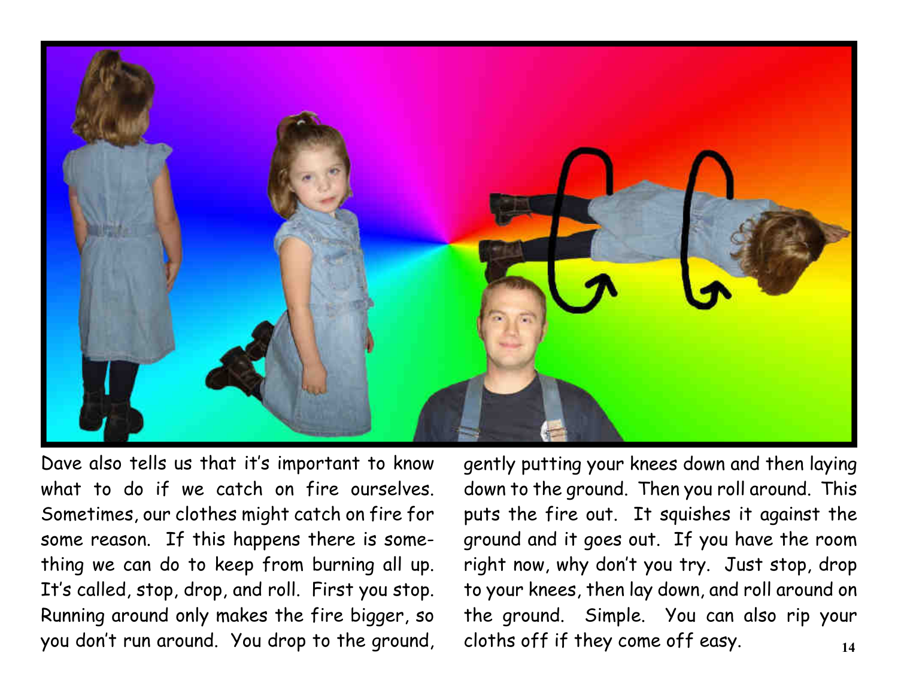Dave also tells us that it's important to know what to do if we catch on fire ourselves. Sometimes, our clothes might catch on fire for some reason. If this happens there is something we can do to keep from burning all up. It's called, stop, drop, and roll. First you stop. Running around only makes the fire bigger, so you don't run around. You drop to the ground, gently putting your knees down and then laying down to the ground. Then you roll around. This puts the fire out. It squishes it against the ground and it goes out. If you have the room right now, why don't you try. Just stop, drop to your knees, then lay down, and roll around on the ground. Simple. You can also rip your cloths off if they come off easy.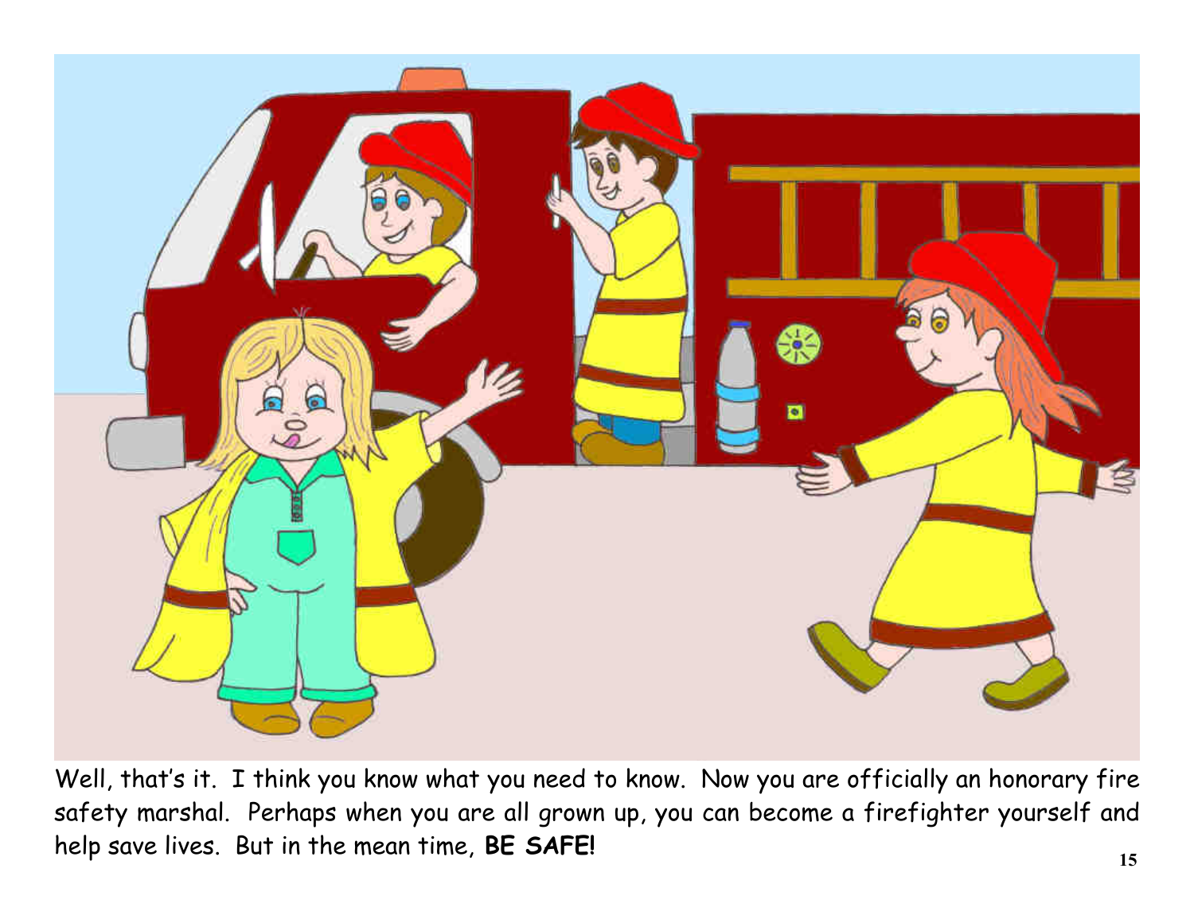Well, that's it. I think you know what you need to know. Now you are officially an honorary fire safety marshal. Perhaps when you are all grown up, you can become a firefighter yourself and help save lives. But in the mean time, **BE SAFE!**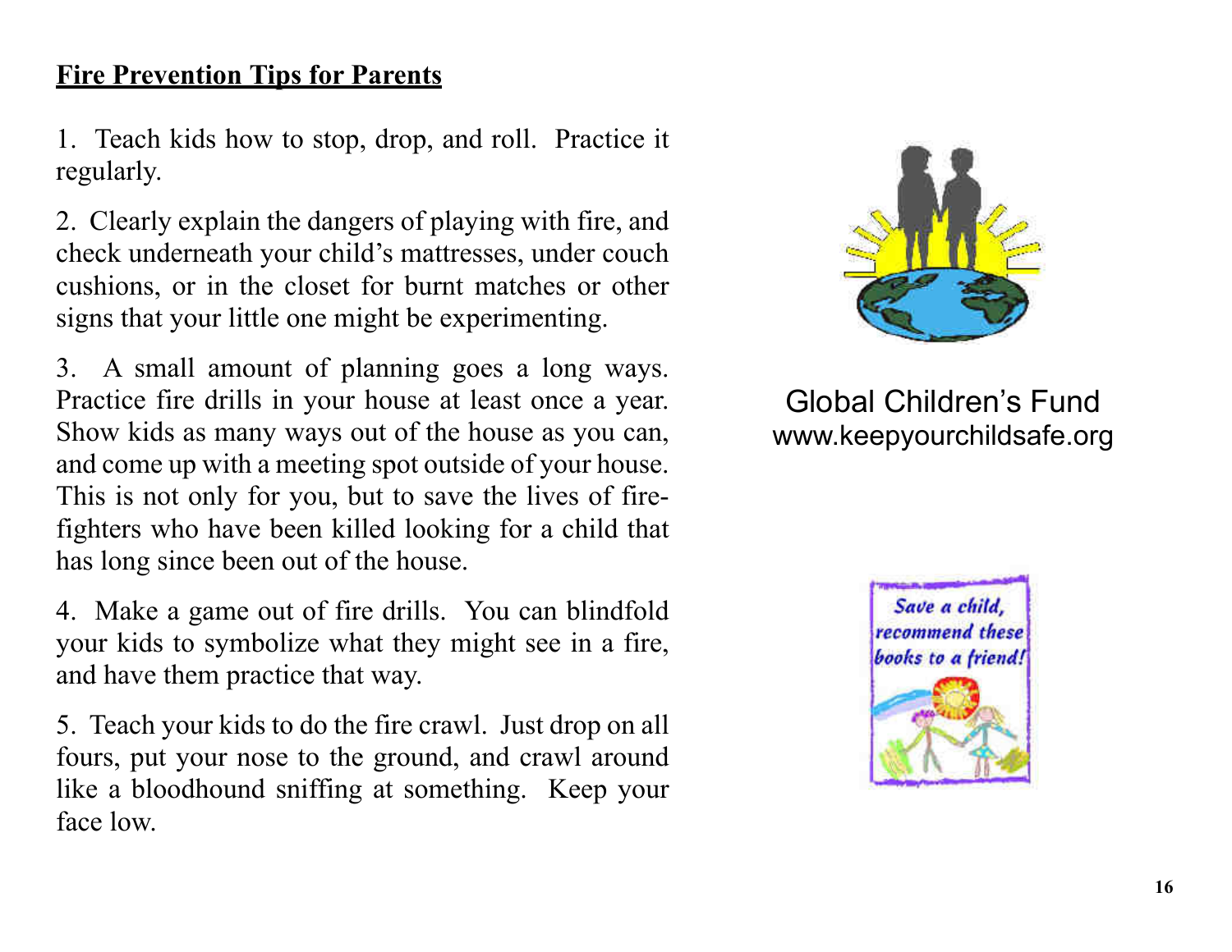## Fire Prevention Tips for Parents

1. Teach kids how to stop, drop, and roll. Practice it regularly.

2. Clearly explain the dangers of playing with fire, and check underneath your child's mattresses, under couch cushions, or in the closet for burnt matches or other signs that your little one might be experimenting.

3. A small amount of planning goes a long ways. Practice fire drills in your house at least once a year. Show kids as many ways out of the house as you can, and come up with a meeting spot outside of your house. This is not only for you, but to save the lives of fire-fighters who have been killed looking for a child that has long since been out of the house.

4. Make a game out of fire drills. You can blindfold your kids to symbolize what they might see in a fire, and have them practice that way.

5. Teach your kids to do the fire crawl. Just drop on all fours, put your nose to the ground, and crawl around like a bloodhound sniffing at something. Keep your face low.

Global Children's Fund
www.keepyourchildsafe.org

Save a child, recommend these books to a friend!